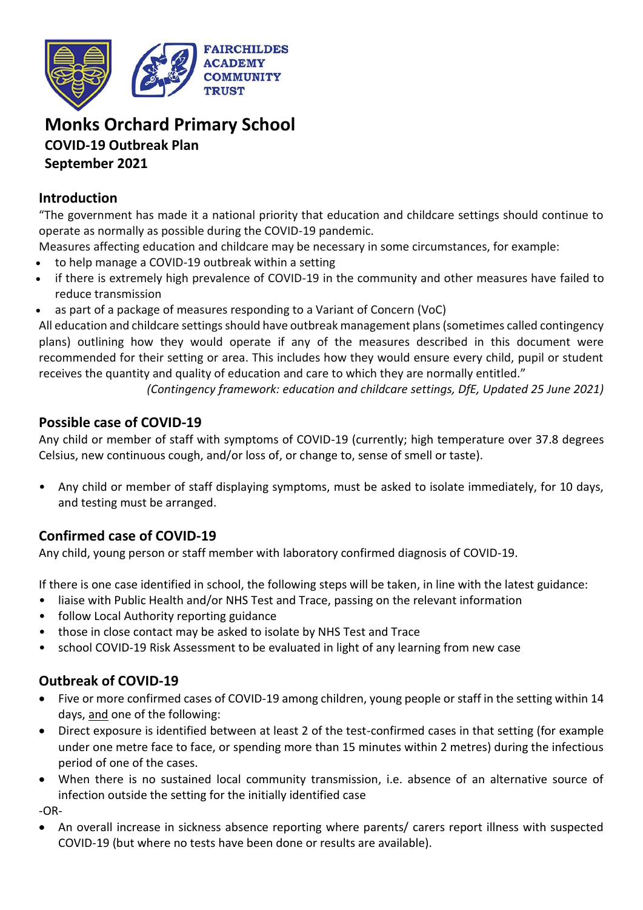FAIRCHILDES ACADEMY COMMUNITY TRUST

# Monks Orchard Primary School

**COVID-19 Outbreak Plan**

**September 2021**

## Introduction

"The government has made it a national priority that education and childcare settings should continue to operate as normally as possible during the COVID-19 pandemic.

Measures affecting education and childcare may be necessary in some circumstances, for example:

- to help manage a COVID-19 outbreak within a setting
- if there is extremely high prevalence of COVID-19 in the community and other measures have failed to reduce transmission
- as part of a package of measures responding to a Variant of Concern (VoC)

All education and childcare settings should have outbreak management plans (sometimes called contingency plans) outlining how they would operate if any of the measures described in this document were recommended for their setting or area. This includes how they would ensure every child, pupil or student receives the quantity and quality of education and care to which they are normally entitled."

*(Contingency framework: education and childcare settings, DfE, Updated 25 June 2021)*

## Possible case of COVID-19

Any child or member of staff with symptoms of COVID-19 (currently; high temperature over 37.8 degrees Celsius, new continuous cough, and/or loss of, or change to, sense of smell or taste).

- Any child or member of staff displaying symptoms, must be asked to isolate immediately, for 10 days, and testing must be arranged.

## Confirmed case of COVID-19

Any child, young person or staff member with laboratory confirmed diagnosis of COVID-19.

If there is one case identified in school, the following steps will be taken, in line with the latest guidance:

- liaise with Public Health and/or NHS Test and Trace, passing on the relevant information
- follow Local Authority reporting guidance
- those in close contact may be asked to isolate by NHS Test and Trace
- school COVID-19 Risk Assessment to be evaluated in light of any learning from new case

## Outbreak of COVID-19

- Five or more confirmed cases of COVID-19 among children, young people or staff in the setting within 14 days, <u>and</u> one of the following:
- Direct exposure is identified between at least 2 of the test-confirmed cases in that setting (for example under one metre face to face, or spending more than 15 minutes within 2 metres) during the infectious period of one of the cases.
- When there is no sustained local community transmission, i.e. absence of an alternative source of infection outside the setting for the initially identified case

-OR-

- An overall increase in sickness absence reporting where parents/ carers report illness with suspected COVID-19 (but where no tests have been done or results are available).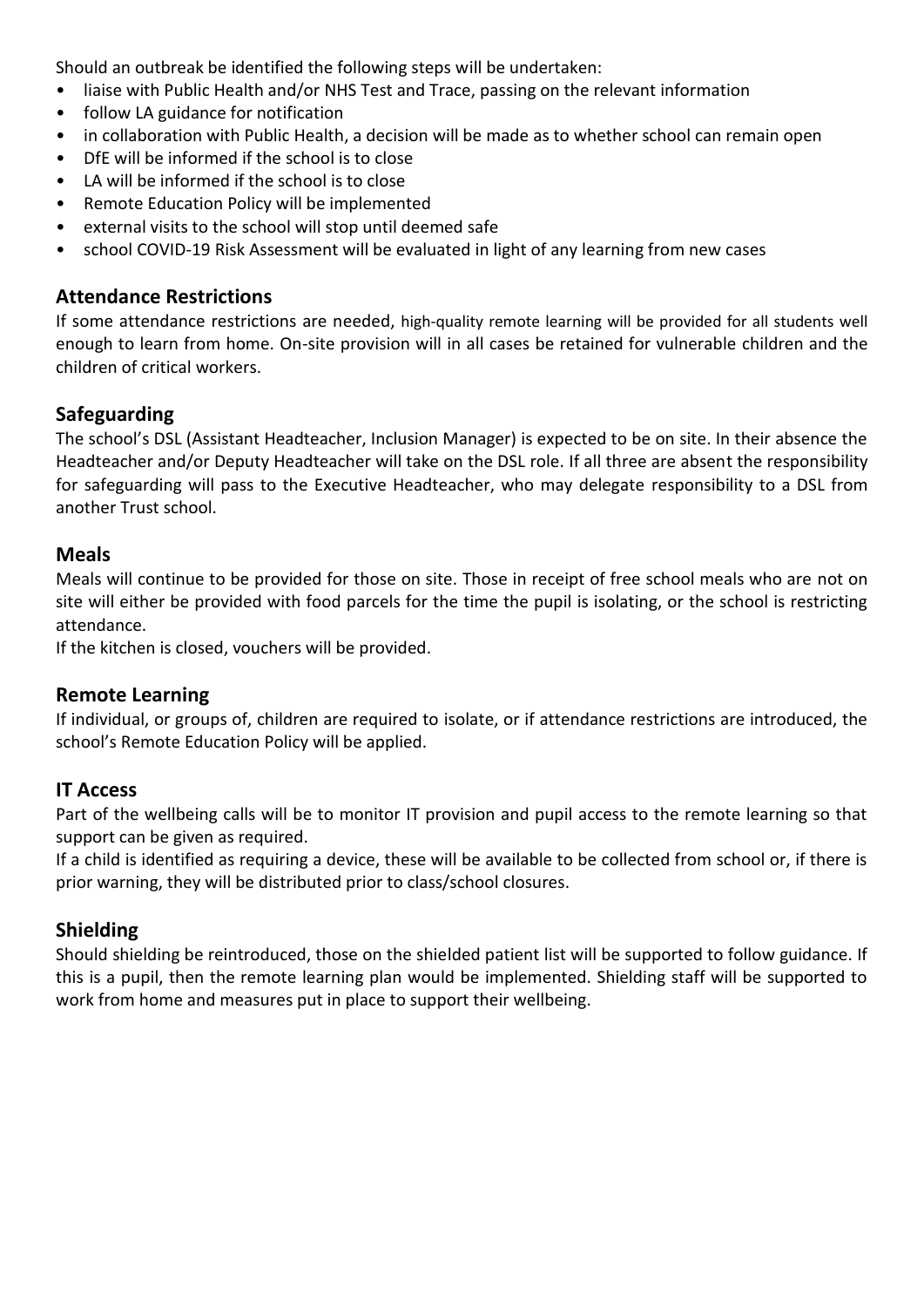Should an outbreak be identified the following steps will be undertaken:

- liaise with Public Health and/or NHS Test and Trace, passing on the relevant information
- follow LA guidance for notification
- in collaboration with Public Health, a decision will be made as to whether school can remain open
- DfE will be informed if the school is to close
- LA will be informed if the school is to close
- Remote Education Policy will be implemented
- external visits to the school will stop until deemed safe
- school COVID-19 Risk Assessment will be evaluated in light of any learning from new cases

## Attendance Restrictions

If some attendance restrictions are needed, high-quality remote learning will be provided for all students well enough to learn from home. On-site provision will in all cases be retained for vulnerable children and the children of critical workers.

## Safeguarding

The school's DSL (Assistant Headteacher, Inclusion Manager) is expected to be on site. In their absence the Headteacher and/or Deputy Headteacher will take on the DSL role. If all three are absent the responsibility for safeguarding will pass to the Executive Headteacher, who may delegate responsibility to a DSL from another Trust school.

## Meals

Meals will continue to be provided for those on site. Those in receipt of free school meals who are not on site will either be provided with food parcels for the time the pupil is isolating, or the school is restricting attendance.

If the kitchen is closed, vouchers will be provided.

## Remote Learning

If individual, or groups of, children are required to isolate, or if attendance restrictions are introduced, the school's Remote Education Policy will be applied.

## IT Access

Part of the wellbeing calls will be to monitor IT provision and pupil access to the remote learning so that support can be given as required.

If a child is identified as requiring a device, these will be available to be collected from school or, if there is prior warning, they will be distributed prior to class/school closures.

## Shielding

Should shielding be reintroduced, those on the shielded patient list will be supported to follow guidance. If this is a pupil, then the remote learning plan would be implemented. Shielding staff will be supported to work from home and measures put in place to support their wellbeing.